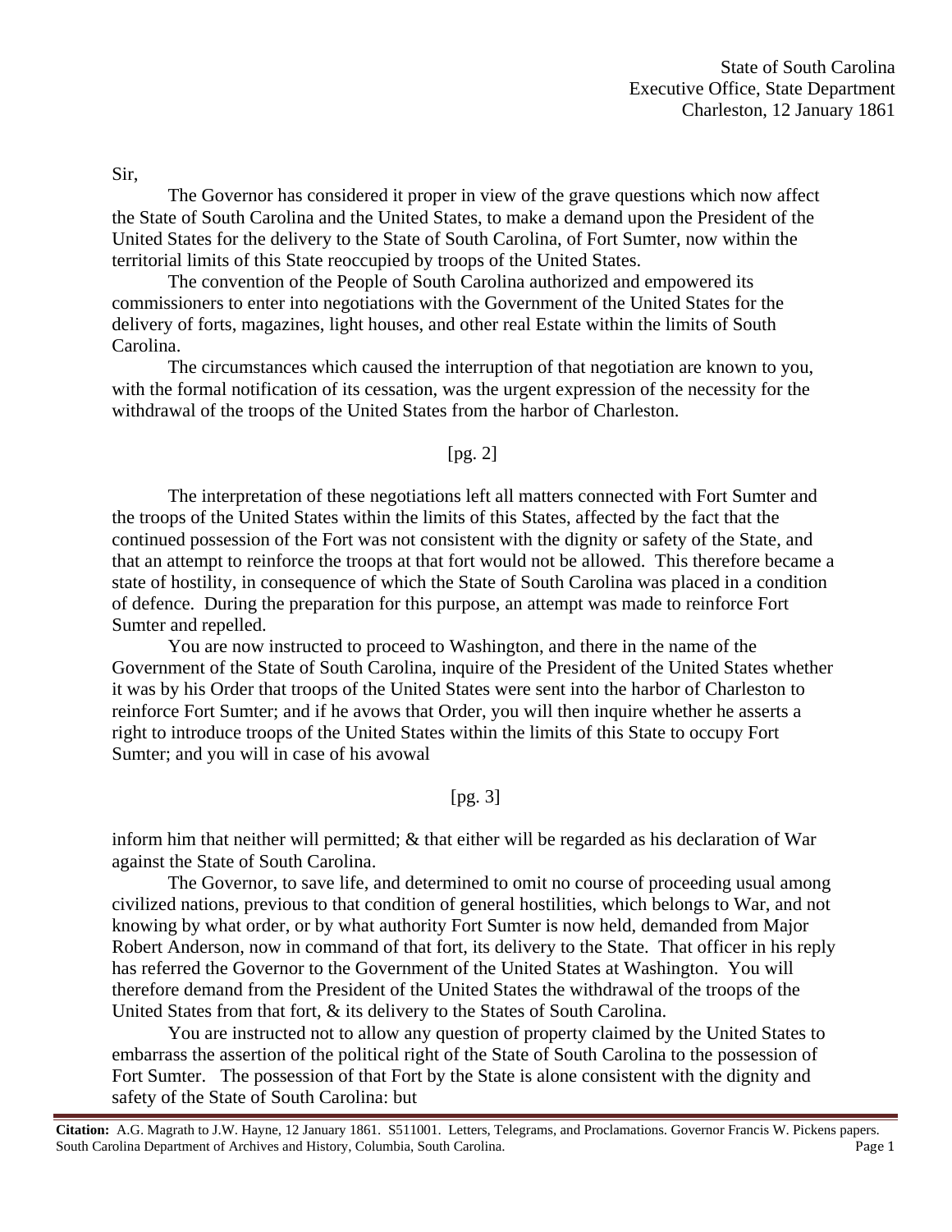State of South Carolina
Executive Office, State Department
Charleston, 12 January 1861

Sir,

The Governor has considered it proper in view of the grave questions which now affect the State of South Carolina and the United States, to make a demand upon the President of the United States for the delivery to the State of South Carolina, of Fort Sumter, now within the territorial limits of this State reoccupied by troops of the United States.

The convention of the People of South Carolina authorized and empowered its commissioners to enter into negotiations with the Government of the United States for the delivery of forts, magazines, light houses, and other real Estate within the limits of South Carolina.

The circumstances which caused the interruption of that negotiation are known to you, with the formal notification of its cessation, was the urgent expression of the necessity for the withdrawal of the troops of the United States from the harbor of Charleston.

[pg. 2]

The interpretation of these negotiations left all matters connected with Fort Sumter and the troops of the United States within the limits of this States, affected by the fact that the continued possession of the Fort was not consistent with the dignity or safety of the State, and that an attempt to reinforce the troops at that fort would not be allowed. This therefore became a state of hostility, in consequence of which the State of South Carolina was placed in a condition of defence. During the preparation for this purpose, an attempt was made to reinforce Fort Sumter and repelled.

You are now instructed to proceed to Washington, and there in the name of the Government of the State of South Carolina, inquire of the President of the United States whether it was by his Order that troops of the United States were sent into the harbor of Charleston to reinforce Fort Sumter; and if he avows that Order, you will then inquire whether he asserts a right to introduce troops of the United States within the limits of this State to occupy Fort Sumter; and you will in case of his avowal

[pg. 3]

inform him that neither will permitted; & that either will be regarded as his declaration of War against the State of South Carolina.

The Governor, to save life, and determined to omit no course of proceeding usual among civilized nations, previous to that condition of general hostilities, which belongs to War, and not knowing by what order, or by what authority Fort Sumter is now held, demanded from Major Robert Anderson, now in command of that fort, its delivery to the State. That officer in his reply has referred the Governor to the Government of the United States at Washington. You will therefore demand from the President of the United States the withdrawal of the troops of the United States from that fort, & its delivery to the States of South Carolina.

You are instructed not to allow any question of property claimed by the United States to embarrass the assertion of the political right of the State of South Carolina to the possession of Fort Sumter. The possession of that Fort by the State is alone consistent with the dignity and safety of the State of South Carolina: but

**Citation:** A.G. Magrath to J.W. Hayne, 12 January 1861. S511001. Letters, Telegrams, and Proclamations. Governor Francis W. Pickens papers. South Carolina Department of Archives and History, Columbia, South Carolina.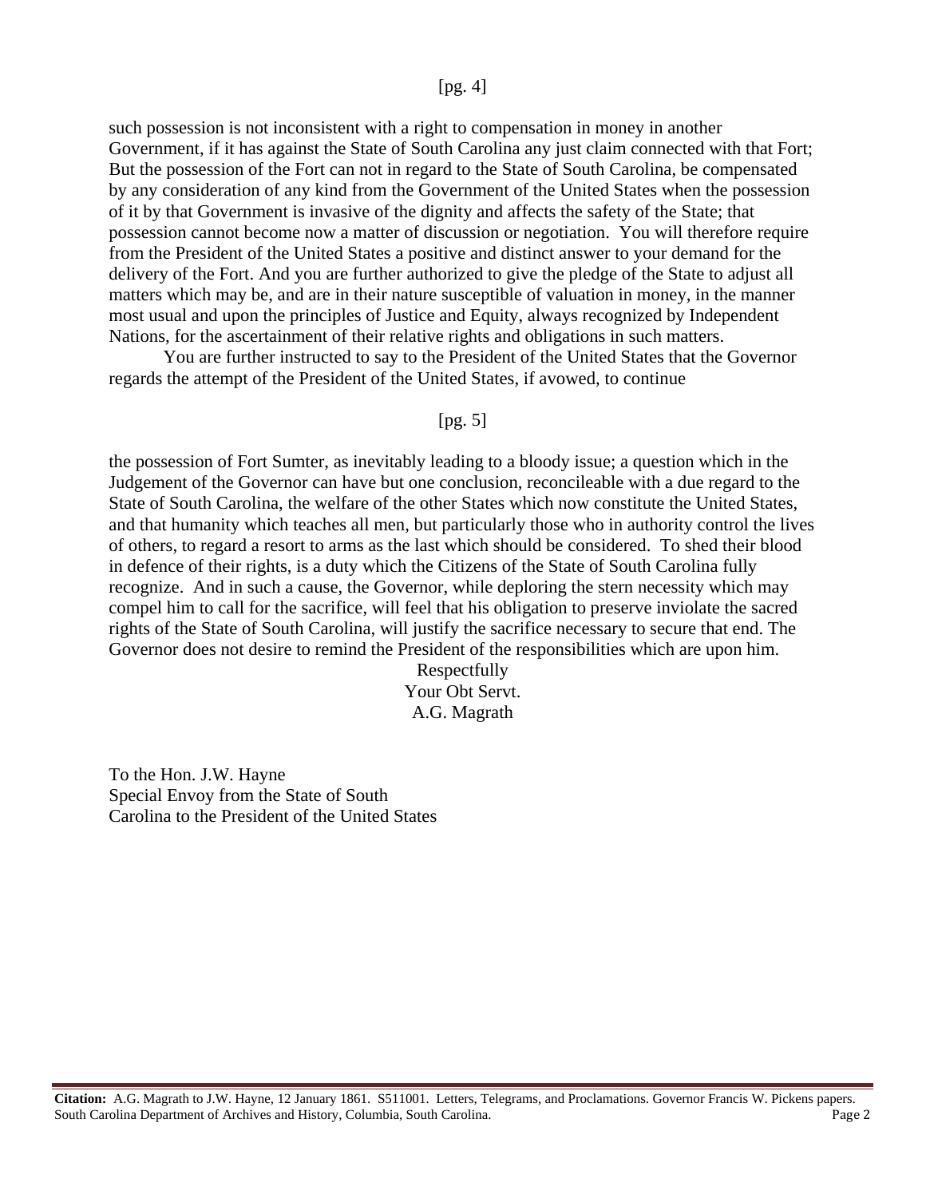[pg. 4]

such possession is not inconsistent with a right to compensation in money in another Government, if it has against the State of South Carolina any just claim connected with that Fort; But the possession of the Fort can not in regard to the State of South Carolina, be compensated by any consideration of any kind from the Government of the United States when the possession of it by that Government is invasive of the dignity and affects the safety of the State; that possession cannot become now a matter of discussion or negotiation. You will therefore require from the President of the United States a positive and distinct answer to your demand for the delivery of the Fort. And you are further authorized to give the pledge of the State to adjust all matters which may be, and are in their nature susceptible of valuation in money, in the manner most usual and upon the principles of Justice and Equity, always recognized by Independent Nations, for the ascertainment of their relative rights and obligations in such matters.

You are further instructed to say to the President of the United States that the Governor regards the attempt of the President of the United States, if avowed, to continue

[pg. 5]

the possession of Fort Sumter, as inevitably leading to a bloody issue; a question which in the Judgement of the Governor can have but one conclusion, reconcileable with a due regard to the State of South Carolina, the welfare of the other States which now constitute the United States, and that humanity which teaches all men, but particularly those who in authority control the lives of others, to regard a resort to arms as the last which should be considered. To shed their blood in defence of their rights, is a duty which the Citizens of the State of South Carolina fully recognize. And in such a cause, the Governor, while deploring the stern necessity which may compel him to call for the sacrifice, will feel that his obligation to preserve inviolate the sacred rights of the State of South Carolina, will justify the sacrifice necessary to secure that end. The Governor does not desire to remind the President of the responsibilities which are upon him.

Respectfully
Your Obt Servt.
A.G. Magrath

To the Hon. J.W. Hayne
Special Envoy from the State of South
Carolina to the President of the United States

**Citation:** A.G. Magrath to J.W. Hayne, 12 January 1861. S511001. Letters, Telegrams, and Proclamations. Governor Francis W. Pickens papers. South Carolina Department of Archives and History, Columbia, South Carolina.